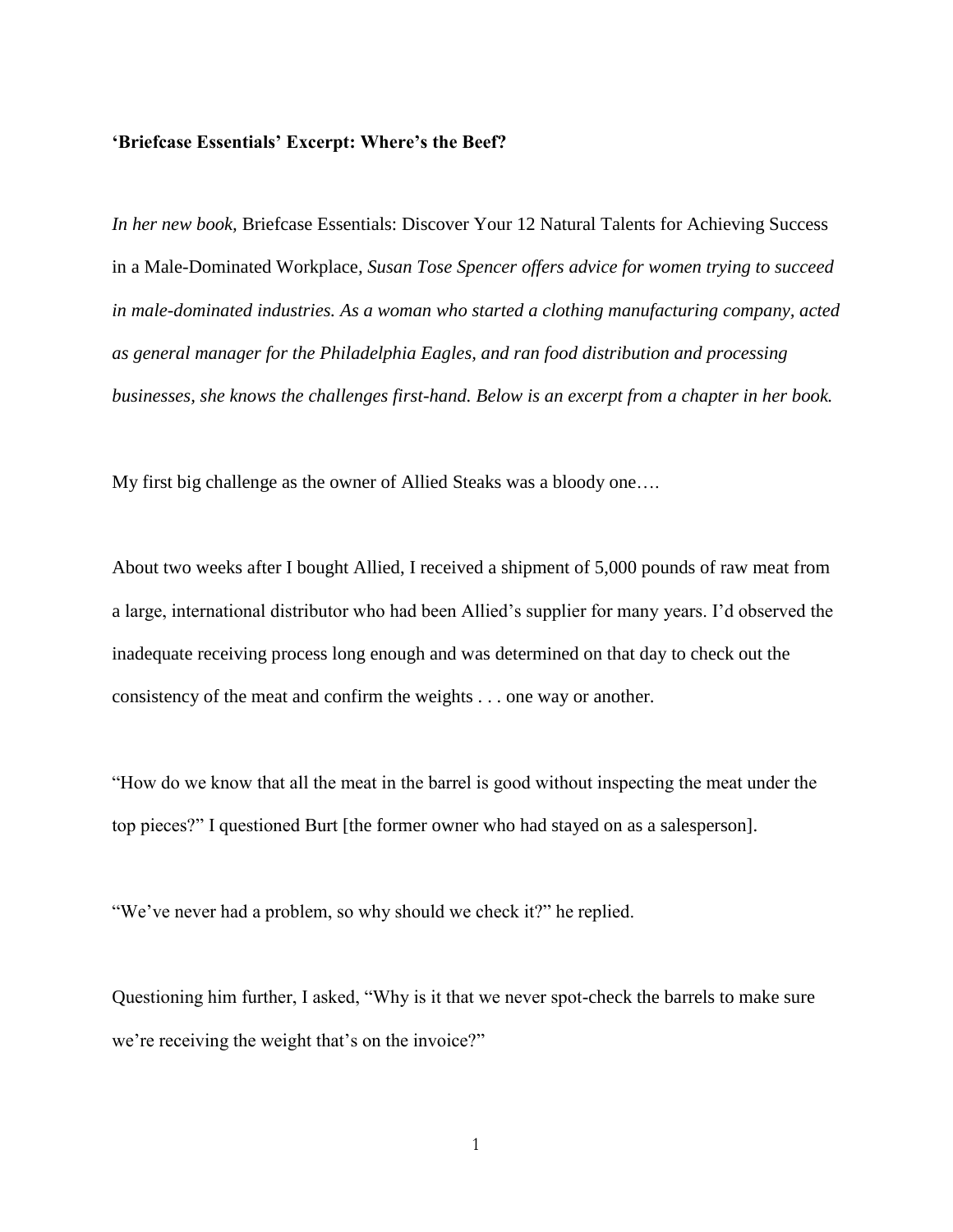**‘Briefcase Essentials’ Excerpt: Where’s the Beef?**

*In her new book,* Briefcase Essentials: Discover Your 12 Natural Talents for Achieving Success in a Male-Dominated Workplace*, Susan Tose Spencer offers advice for women trying to succeed in male-dominated industries. As a woman who started a clothing manufacturing company, acted as general manager for the Philadelphia Eagles, and ran food distribution and processing businesses, she knows the challenges first-hand. Below is an excerpt from a chapter in her book.*

My first big challenge as the owner of Allied Steaks was a bloody one….

About two weeks after I bought Allied, I received a shipment of 5,000 pounds of raw meat from a large, international distributor who had been Allied’s supplier for many years. I’d observed the inadequate receiving process long enough and was determined on that day to check out the consistency of the meat and confirm the weights . . . one way or another.

“How do we know that all the meat in the barrel is good without inspecting the meat under the top pieces?” I questioned Burt [the former owner who had stayed on as a salesperson].

“We’ve never had a problem, so why should we check it?” he replied.

Questioning him further, I asked, “Why is it that we never spot-check the barrels to make sure we’re receiving the weight that’s on the invoice?”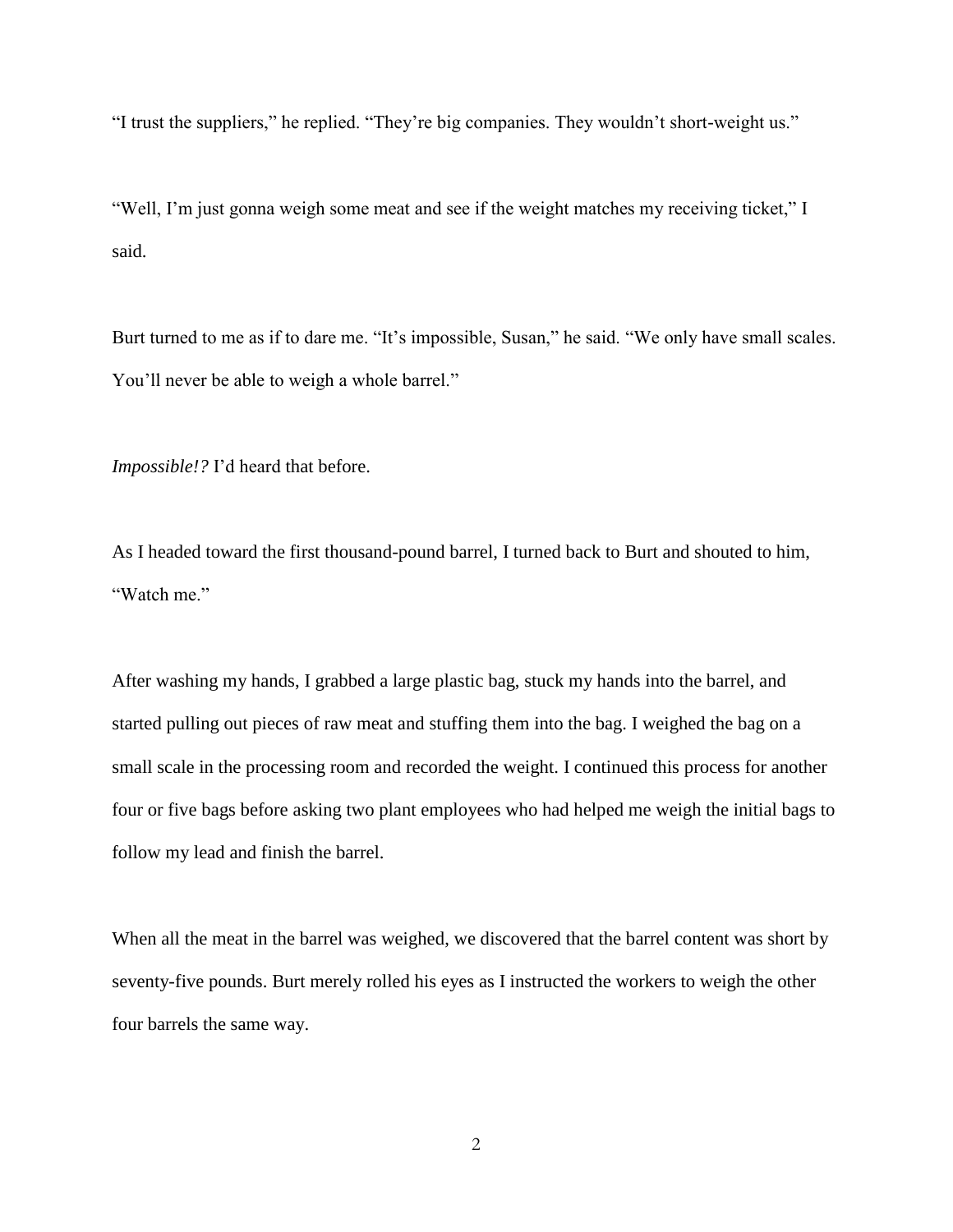"I trust the suppliers," he replied. "They're big companies. They wouldn't short-weight us."

"Well, I'm just gonna weigh some meat and see if the weight matches my receiving ticket," I said.

Burt turned to me as if to dare me. "It's impossible, Susan," he said. "We only have small scales. You'll never be able to weigh a whole barrel."

*Impossible!?* I'd heard that before.

As I headed toward the first thousand-pound barrel, I turned back to Burt and shouted to him, "Watch me."

After washing my hands, I grabbed a large plastic bag, stuck my hands into the barrel, and started pulling out pieces of raw meat and stuffing them into the bag. I weighed the bag on a small scale in the processing room and recorded the weight. I continued this process for another four or five bags before asking two plant employees who had helped me weigh the initial bags to follow my lead and finish the barrel.

When all the meat in the barrel was weighed, we discovered that the barrel content was short by seventy-five pounds. Burt merely rolled his eyes as I instructed the workers to weigh the other four barrels the same way.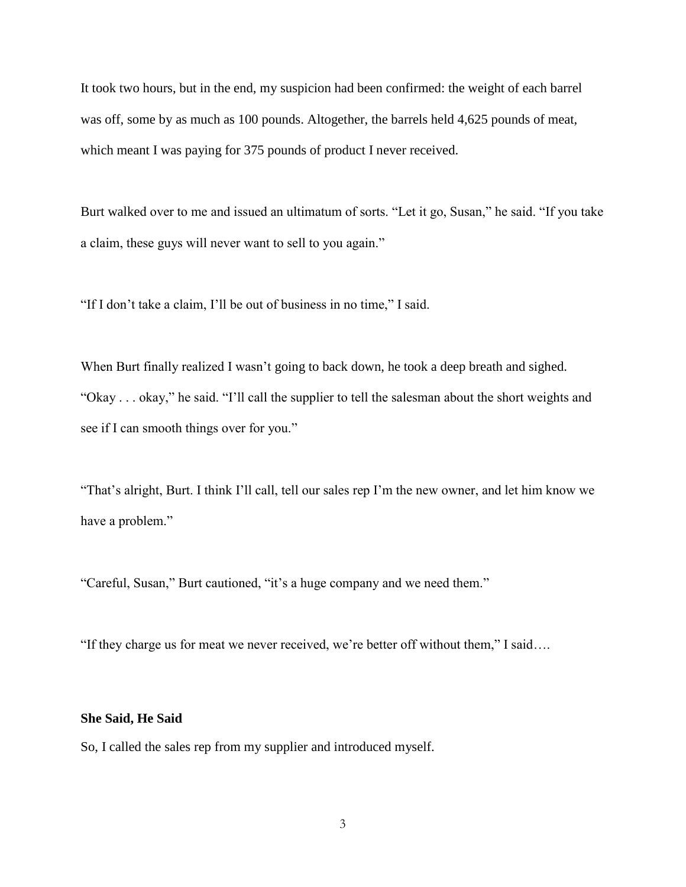It took two hours, but in the end, my suspicion had been confirmed: the weight of each barrel was off, some by as much as 100 pounds. Altogether, the barrels held 4,625 pounds of meat, which meant I was paying for 375 pounds of product I never received.

Burt walked over to me and issued an ultimatum of sorts. “Let it go, Susan,” he said. “If you take a claim, these guys will never want to sell to you again.”

“If I don’t take a claim, I’ll be out of business in no time,” I said.

When Burt finally realized I wasn’t going to back down, he took a deep breath and sighed. “Okay . . . okay,” he said. “I’ll call the supplier to tell the salesman about the short weights and see if I can smooth things over for you.”

“That’s alright, Burt. I think I’ll call, tell our sales rep I’m the new owner, and let him know we have a problem.”

“Careful, Susan,” Burt cautioned, “it’s a huge company and we need them.”

“If they charge us for meat we never received, we’re better off without them,” I said….

**She Said, He Said**

So, I called the sales rep from my supplier and introduced myself.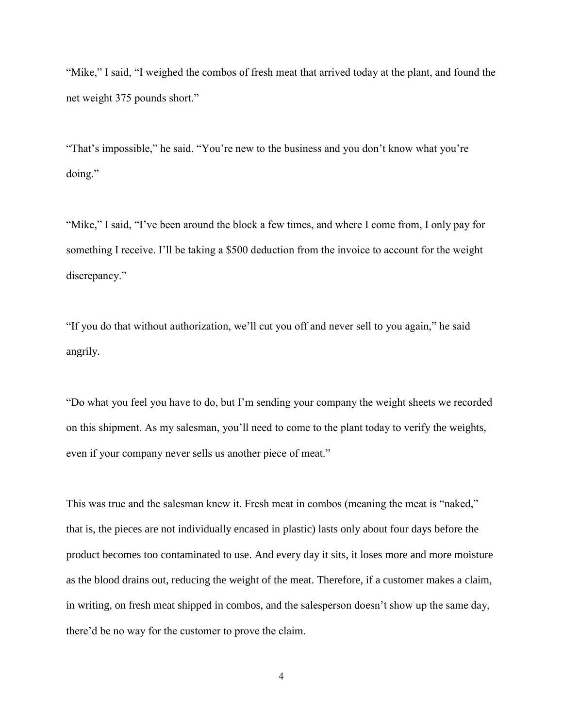"Mike," I said, "I weighed the combos of fresh meat that arrived today at the plant, and found the net weight 375 pounds short."

"That's impossible," he said. "You're new to the business and you don't know what you're doing."

"Mike," I said, "I've been around the block a few times, and where I come from, I only pay for something I receive. I'll be taking a $500 deduction from the invoice to account for the weight discrepancy."

"If you do that without authorization, we'll cut you off and never sell to you again," he said angrily.

"Do what you feel you have to do, but I'm sending your company the weight sheets we recorded on this shipment. As my salesman, you'll need to come to the plant today to verify the weights, even if your company never sells us another piece of meat."

This was true and the salesman knew it. Fresh meat in combos (meaning the meat is "naked," that is, the pieces are not individually encased in plastic) lasts only about four days before the product becomes too contaminated to use. And every day it sits, it loses more and more moisture as the blood drains out, reducing the weight of the meat. Therefore, if a customer makes a claim, in writing, on fresh meat shipped in combos, and the salesperson doesn't show up the same day, there'd be no way for the customer to prove the claim.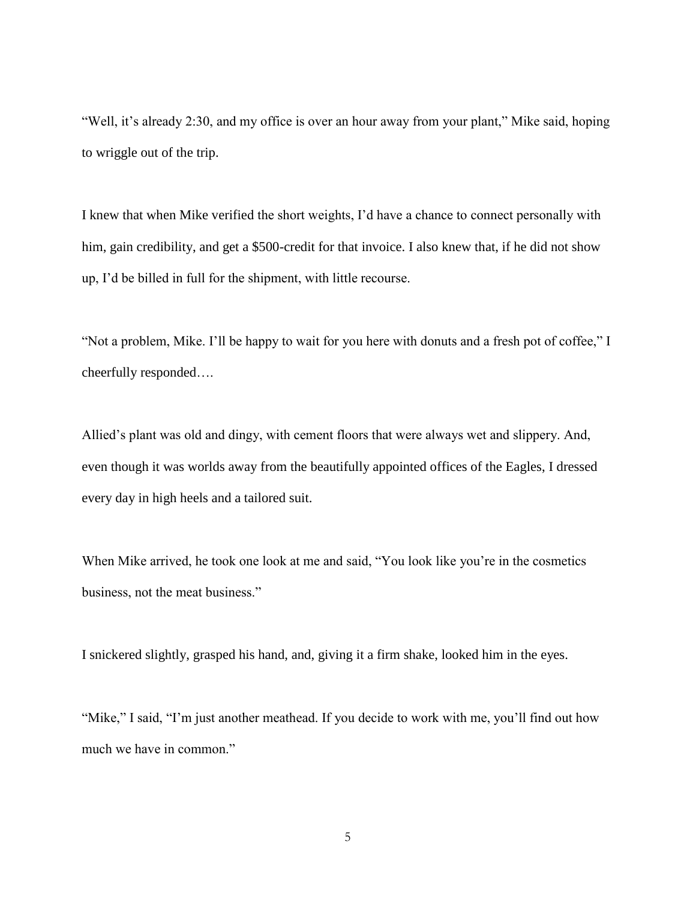"Well, it's already 2:30, and my office is over an hour away from your plant," Mike said, hoping to wriggle out of the trip.

I knew that when Mike verified the short weights, I'd have a chance to connect personally with him, gain credibility, and get a $500-credit for that invoice. I also knew that, if he did not show up, I'd be billed in full for the shipment, with little recourse.

"Not a problem, Mike. I'll be happy to wait for you here with donuts and a fresh pot of coffee," I cheerfully responded….

Allied's plant was old and dingy, with cement floors that were always wet and slippery. And, even though it was worlds away from the beautifully appointed offices of the Eagles, I dressed every day in high heels and a tailored suit.

When Mike arrived, he took one look at me and said, "You look like you're in the cosmetics business, not the meat business."

I snickered slightly, grasped his hand, and, giving it a firm shake, looked him in the eyes.

"Mike," I said, "I'm just another meathead. If you decide to work with me, you'll find out how much we have in common."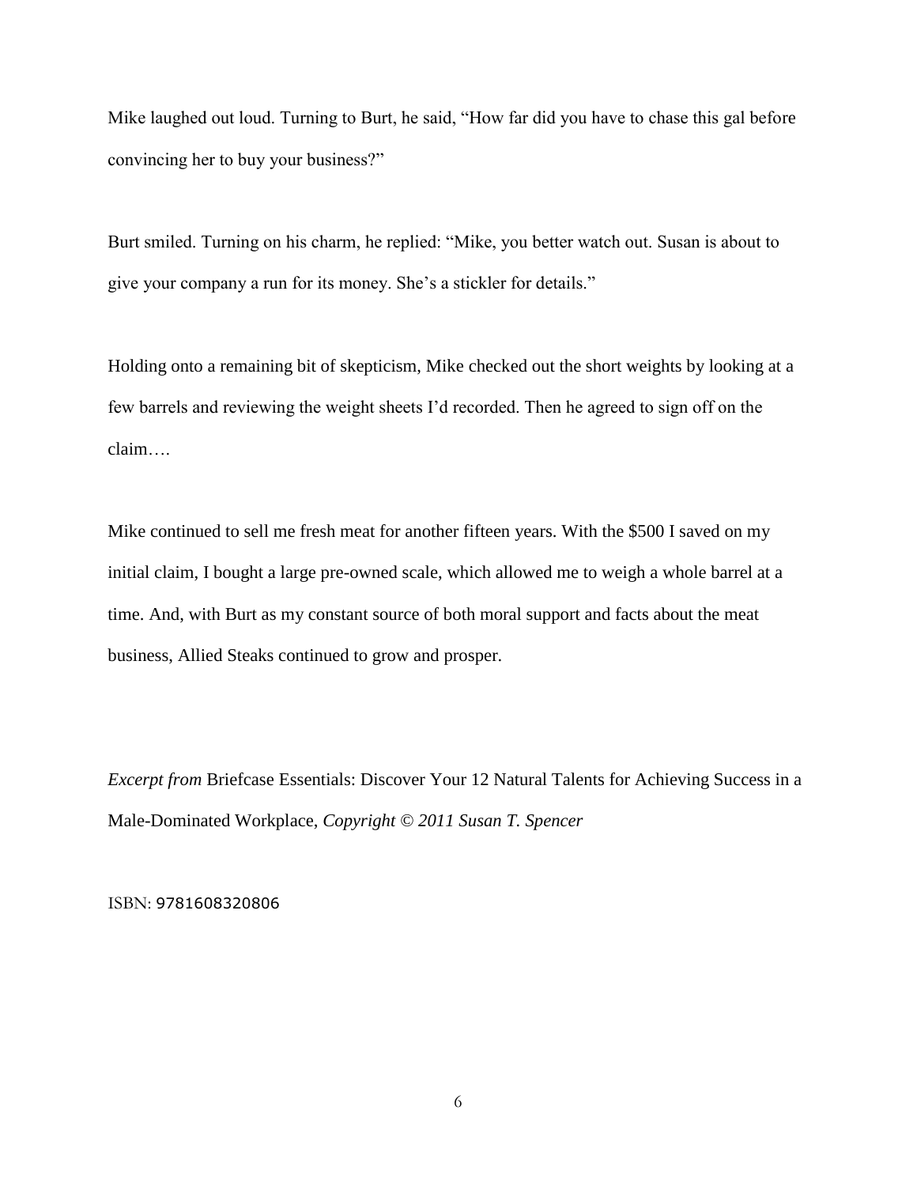Mike laughed out loud. Turning to Burt, he said, "How far did you have to chase this gal before convincing her to buy your business?"

Burt smiled. Turning on his charm, he replied: "Mike, you better watch out. Susan is about to give your company a run for its money. She's a stickler for details."

Holding onto a remaining bit of skepticism, Mike checked out the short weights by looking at a few barrels and reviewing the weight sheets I'd recorded. Then he agreed to sign off on the claim….

Mike continued to sell me fresh meat for another fifteen years. With the $500 I saved on my initial claim, I bought a large pre-owned scale, which allowed me to weigh a whole barrel at a time. And, with Burt as my constant source of both moral support and facts about the meat business, Allied Steaks continued to grow and prosper.

*Excerpt from* Briefcase Essentials: Discover Your 12 Natural Talents for Achieving Success in a Male-Dominated Workplace, *Copyright © 2011 Susan T. Spencer*

ISBN: 9781608320806